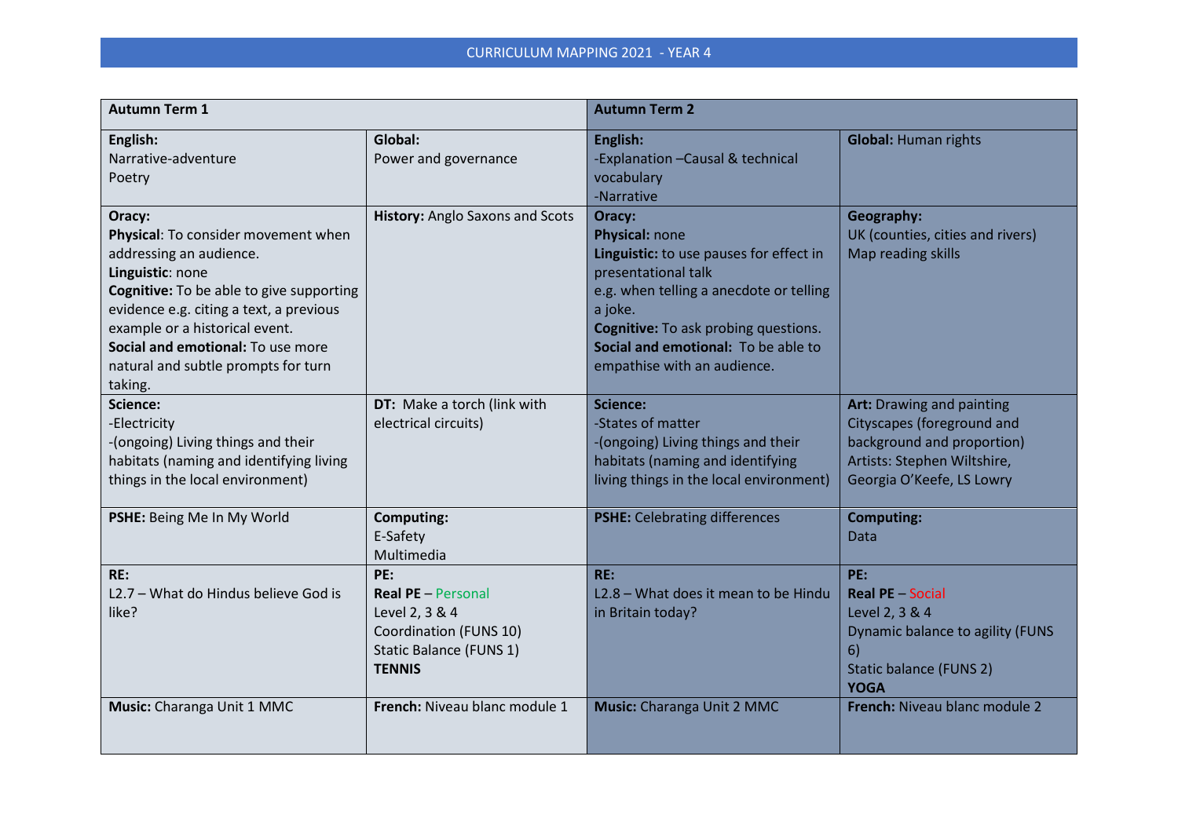# CURRICULUM MAPPING 2021 - YEAR 4

| **Autumn Term 1** | | **Autumn Term 2** | |
|---|---|---|---|
| **English:**<br>Narrative-adventure<br>Poetry | **Global:**<br>Power and governance | **English:**<br>-Explanation –Causal & technical vocabulary<br>-Narrative | **Global:** Human rights |
| **Oracy:**<br>**Physical**: To consider movement when addressing an audience.<br>**Linguistic**: none<br>**Cognitive:** To be able to give supporting evidence e.g. citing a text, a previous example or a historical event.<br>**Social and emotional:** To use more natural and subtle prompts for turn taking. | **History:** Anglo Saxons and Scots | **Oracy:**<br>**Physical:** none<br>**Linguistic:** to use pauses for effect in presentational talk<br>e.g. when telling a anecdote or telling a joke.<br>**Cognitive:** To ask probing questions.<br>**Social and emotional:** To be able to empathise with an audience. | **Geography:**<br>UK (counties, cities and rivers)<br>Map reading skills |
| **Science:**<br>-Electricity<br>-(ongoing) Living things and their habitats (naming and identifying living things in the local environment) | **DT:** Make a torch (link with electrical circuits) | **Science:**<br>-States of matter<br>-(ongoing) Living things and their habitats (naming and identifying living things in the local environment) | **Art:** Drawing and painting<br>Cityscapes (foreground and background and proportion)<br>Artists: Stephen Wiltshire, Georgia O'Keefe, LS Lowry |
| **PSHE:** Being Me In My World | **Computing:**<br>E-Safety<br>Multimedia | **PSHE:** Celebrating differences | **Computing:**<br>Data |
| **RE:**<br>L2.7 – What do Hindus believe God is like? | **PE:**<br>**Real PE** – Personal<br>Level 2, 3 & 4<br>Coordination (FUNS 10)<br>Static Balance (FUNS 1)<br>**TENNIS** | **RE:**<br>L2.8 – What does it mean to be Hindu in Britain today? | **PE:**<br>**Real PE** – Social<br>Level 2, 3 & 4<br>Dynamic balance to agility (FUNS 6)<br>Static balance (FUNS 2)<br>**YOGA** |
| **Music:** Charanga Unit 1 MMC | **French:** Niveau blanc module 1 | **Music:** Charanga Unit 2 MMC | **French:** Niveau blanc module 2 |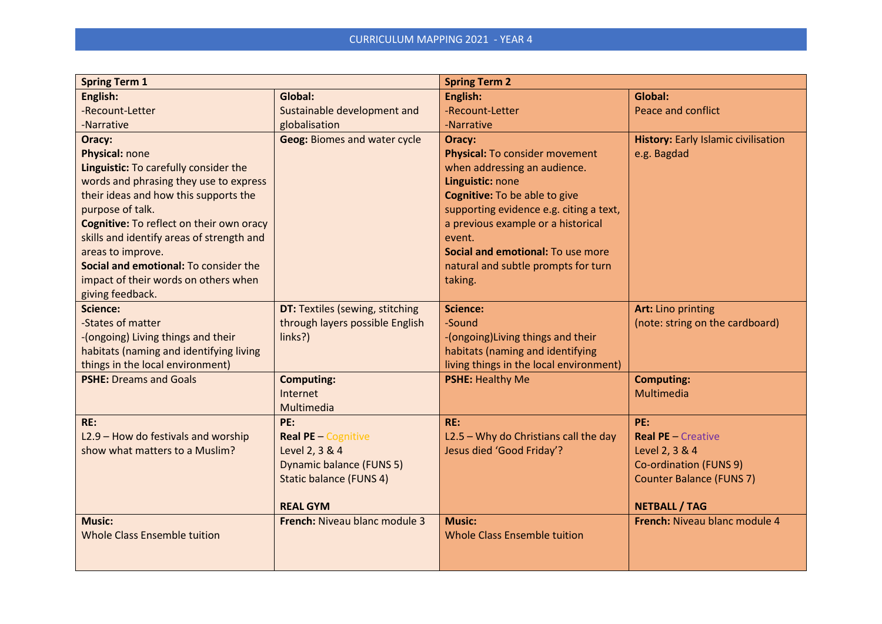# CURRICULUM MAPPING 2021 - YEAR 4

| Spring Term 1 | | Spring Term 2 | |
|---|---|---|---|
| **English:**<br>-Recount-Letter<br>-Narrative | **Global:**<br>Sustainable development and globalisation | **English:**<br>-Recount-Letter<br>-Narrative | **Global:**<br>Peace and conflict |
| **Oracy:**<br>**Physical:** none<br>**Linguistic:** To carefully consider the words and phrasing they use to express their ideas and how this supports the purpose of talk.<br>**Cognitive:** To reflect on their own oracy skills and identify areas of strength and areas to improve.<br>**Social and emotional:** To consider the impact of their words on others when giving feedback. | **Geog:** Biomes and water cycle | **Oracy:**<br>**Physical:** To consider movement when addressing an audience.<br>**Linguistic:** none<br>**Cognitive:** To be able to give supporting evidence e.g. citing a text, a previous example or a historical event.<br>**Social and emotional:** To use more natural and subtle prompts for turn taking. | **History:** Early Islamic civilisation e.g. Bagdad |
| **Science:**<br>-States of matter<br>-(ongoing) Living things and their habitats (naming and identifying living things in the local environment) | **DT:** Textiles (sewing, stitching through layers possible English links?) | **Science:**<br>-Sound<br>-(ongoing)Living things and their habitats (naming and identifying living things in the local environment) | **Art:** Lino printing<br>(note: string on the cardboard) |
| **PSHE:** Dreams and Goals | **Computing:**<br>Internet<br>Multimedia | **PSHE:** Healthy Me | **Computing:**<br>Multimedia |
| **RE:**<br>L2.9 – How do festivals and worship show what matters to a Muslim? | **PE:**<br>**Real PE** – Cognitive<br>Level 2, 3 & 4<br>Dynamic balance (FUNS 5)<br>Static balance (FUNS 4)<br><br>**REAL GYM** | **RE:**<br>L2.5 – Why do Christians call the day Jesus died 'Good Friday'? | **PE:**<br>**Real PE** – Creative<br>Level 2, 3 & 4<br>Co-ordination (FUNS 9)<br>Counter Balance (FUNS 7)<br><br>**NETBALL / TAG** |
| **Music:**<br>Whole Class Ensemble tuition | **French:** Niveau blanc module 3 | **Music:**<br>Whole Class Ensemble tuition | **French:** Niveau blanc module 4 |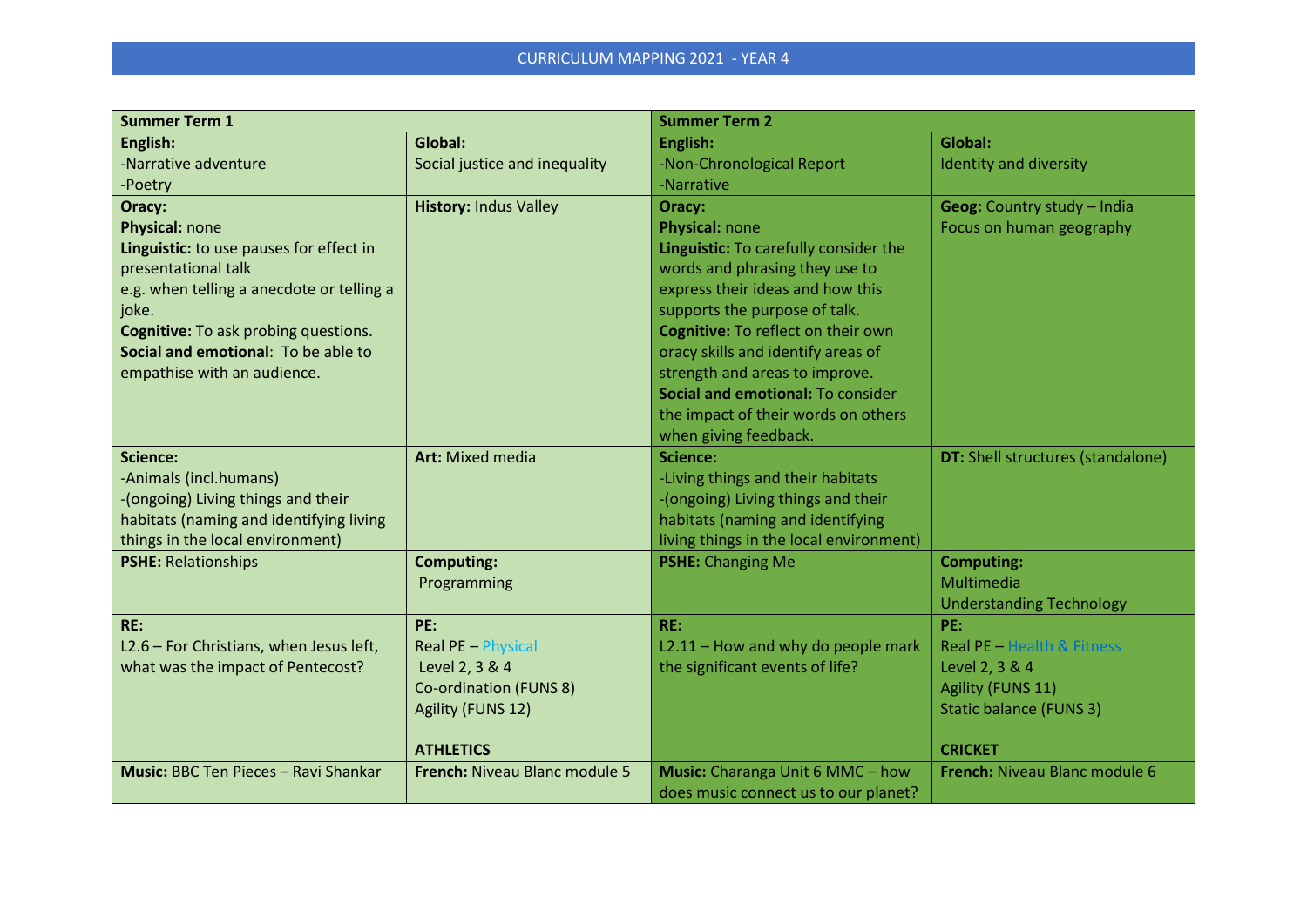# CURRICULUM MAPPING 2021 - YEAR 4

| **Summer Term 1** | | **Summer Term 2** | |
|---|---|---|---|
| **English:**<br>-Narrative adventure<br>-Poetry | **Global:**<br>Social justice and inequality | **English:**<br>-Non-Chronological Report<br>-Narrative | **Global:**<br>Identity and diversity |
| **Oracy:**<br>**Physical:** none<br>**Linguistic:** to use pauses for effect in presentational talk e.g. when telling a anecdote or telling a joke.<br>**Cognitive:** To ask probing questions.<br>**Social and emotional**: To be able to empathise with an audience. | **History:** Indus Valley | **Oracy:**<br>**Physical:** none<br>**Linguistic:** To carefully consider the words and phrasing they use to express their ideas and how this supports the purpose of talk.<br>**Cognitive:** To reflect on their own oracy skills and identify areas of strength and areas to improve.<br>**Social and emotional:** To consider the impact of their words on others when giving feedback. | **Geog:** Country study – India<br>Focus on human geography |
| **Science:**<br>-Animals (incl.humans)<br>-(ongoing) Living things and their habitats (naming and identifying living things in the local environment) | **Art:** Mixed media | **Science:**<br>-Living things and their habitats<br>-(ongoing) Living things and their habitats (naming and identifying living things in the local environment) | **DT:** Shell structures (standalone) |
| **PSHE:** Relationships | **Computing:**<br>Programming | **PSHE:** Changing Me | **Computing:**<br>Multimedia<br>Understanding Technology |
| **RE:**<br>L2.6 – For Christians, when Jesus left, what was the impact of Pentecost? | **PE:**<br>Real PE – Physical<br>Level 2, 3 & 4<br>Co-ordination (FUNS 8)<br>Agility (FUNS 12)<br><br>**ATHLETICS** | **RE:**<br>L2.11 – How and why do people mark the significant events of life? | **PE:**<br>Real PE – Health & Fitness<br>Level 2, 3 & 4<br>Agility (FUNS 11)<br>Static balance (FUNS 3)<br><br>**CRICKET** |
| **Music:** BBC Ten Pieces – Ravi Shankar | **French:** Niveau Blanc module 5 | **Music:** Charanga Unit 6 MMC – how does music connect us to our planet? | **French:** Niveau Blanc module 6 |